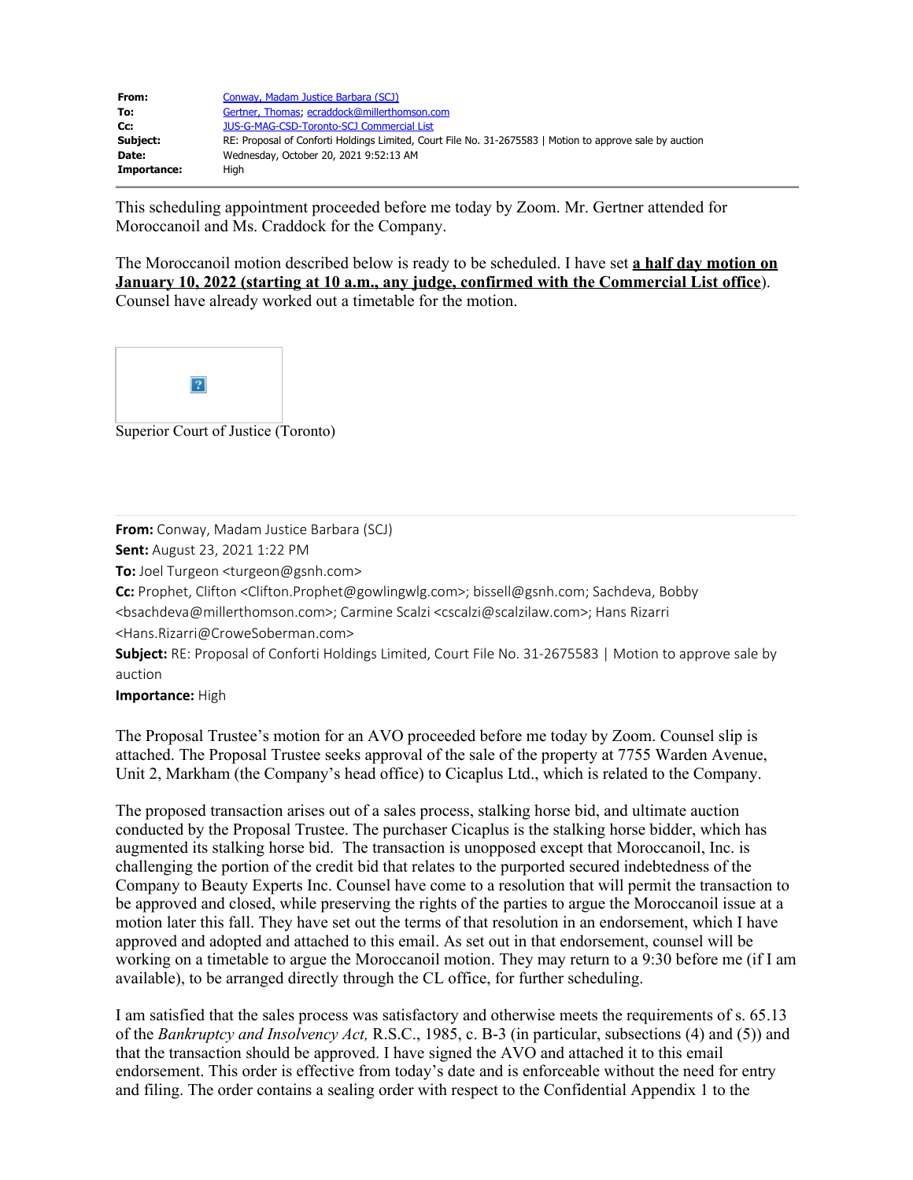| | |
|---|---|
| **From:** | Conway, Madam Justice Barbara (SCJ) |
| **To:** | Gertner, Thomas; ecraddock@millerthomson.com |
| **Cc:** | JUS-G-MAG-CSD-Toronto-SCJ Commercial List |
| **Subject:** | RE: Proposal of Conforti Holdings Limited, Court File No. 31-2675583 \| Motion to approve sale by auction |
| **Date:** | Wednesday, October 20, 2021 9:52:13 AM |
| **Importance:** | High |

---

This scheduling appointment proceeded before me today by Zoom. Mr. Gertner attended for Moroccanoil and Ms. Craddock for the Company.

The Moroccanoil motion described below is ready to be scheduled. I have set **a half day motion on January 10, 2022 (starting at 10 a.m., any judge, confirmed with the Commercial List office)**. Counsel have already worked out a timetable for the motion.

Superior Court of Justice (Toronto)

---

**From:** Conway, Madam Justice Barbara (SCJ)
**Sent:** August 23, 2021 1:22 PM
**To:** Joel Turgeon <turgeon@gsnh.com>
**Cc:** Prophet, Clifton <Clifton.Prophet@gowlingwlg.com>; bissell@gsnh.com; Sachdeva, Bobby <bsachdeva@millerthomson.com>; Carmine Scalzi <cscalzi@scalzilaw.com>; Hans Rizarri <Hans.Rizarri@CroweSoberman.com>
**Subject:** RE: Proposal of Conforti Holdings Limited, Court File No. 31-2675583 | Motion to approve sale by auction
**Importance:** High

The Proposal Trustee's motion for an AVO proceeded before me today by Zoom. Counsel slip is attached. The Proposal Trustee seeks approval of the sale of the property at 7755 Warden Avenue, Unit 2, Markham (the Company's head office) to Cicaplus Ltd., which is related to the Company.

The proposed transaction arises out of a sales process, stalking horse bid, and ultimate auction conducted by the Proposal Trustee. The purchaser Cicaplus is the stalking horse bidder, which has augmented its stalking horse bid. The transaction is unopposed except that Moroccanoil, Inc. is challenging the portion of the credit bid that relates to the purported secured indebtedness of the Company to Beauty Experts Inc. Counsel have come to a resolution that will permit the transaction to be approved and closed, while preserving the rights of the parties to argue the Moroccanoil issue at a motion later this fall. They have set out the terms of that resolution in an endorsement, which I have approved and adopted and attached to this email. As set out in that endorsement, counsel will be working on a timetable to argue the Moroccanoil motion. They may return to a 9:30 before me (if I am available), to be arranged directly through the CL office, for further scheduling.

I am satisfied that the sales process was satisfactory and otherwise meets the requirements of s. 65.13 of the *Bankruptcy and Insolvency Act,* R.S.C., 1985, c. B-3 (in particular, subsections (4) and (5)) and that the transaction should be approved. I have signed the AVO and attached it to this email endorsement. This order is effective from today's date and is enforceable without the need for entry and filing. The order contains a sealing order with respect to the Confidential Appendix 1 to the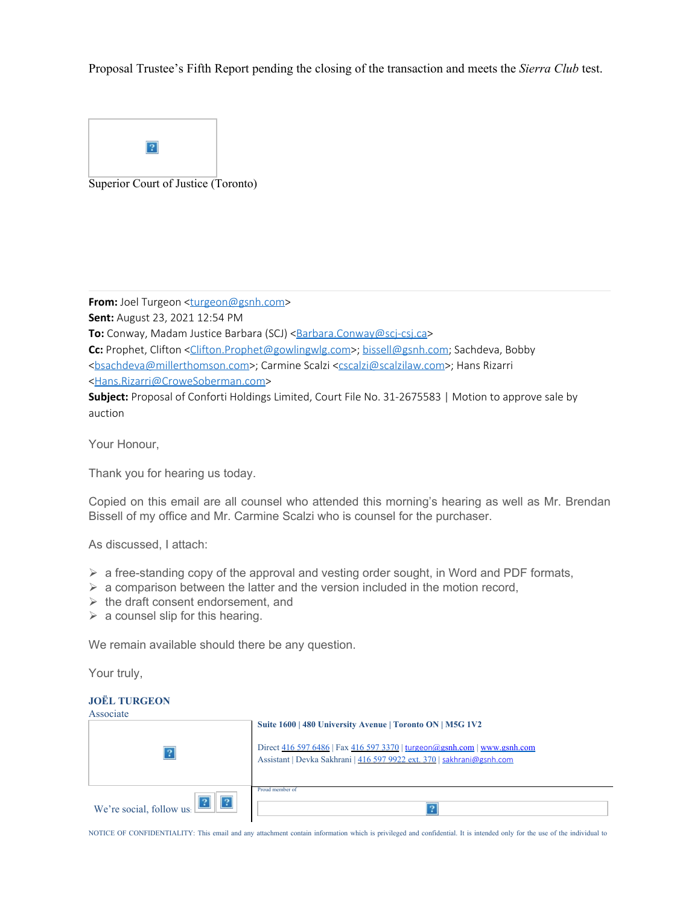Proposal Trustee's Fifth Report pending the closing of the transaction and meets the *Sierra Club* test.

Superior Court of Justice (Toronto)

---

**From:** Joel Turgeon <turgeon@gsnh.com>
**Sent:** August 23, 2021 12:54 PM
**To:** Conway, Madam Justice Barbara (SCJ) <Barbara.Conway@scj-csj.ca>
**Cc:** Prophet, Clifton <Clifton.Prophet@gowlingwlg.com>; bissell@gsnh.com; Sachdeva, Bobby <bsachdeva@millerthomson.com>; Carmine Scalzi <cscalzi@scalzilaw.com>; Hans Rizarri <Hans.Rizarri@CroweSoberman.com>
**Subject:** Proposal of Conforti Holdings Limited, Court File No. 31-2675583 | Motion to approve sale by auction

Your Honour,

Thank you for hearing us today.

Copied on this email are all counsel who attended this morning's hearing as well as Mr. Brendan Bissell of my office and Mr. Carmine Scalzi who is counsel for the purchaser.

As discussed, I attach:

- a free-standing copy of the approval and vesting order sought, in Word and PDF formats,
- a comparison between the latter and the version included in the motion record,
- the draft consent endorsement, and
- a counsel slip for this hearing.

We remain available should there be any question.

Your truly,

**JOËL TURGEON**
Associate

**Suite 1600 | 480 University Avenue | Toronto ON | M5G 1V2**

Direct 416 597 6486 | Fax 416 597 3370 | turgeon@gsnh.com | www.gsnh.com
Assistant | Devka Sakhrani | 416 597 9922 ext. 370 | sakhrani@gsnh.com

We're social, follow us:

Proud member of

NOTICE OF CONFIDENTIALITY: This email and any attachment contain information which is privileged and confidential. It is intended only for the use of the individual to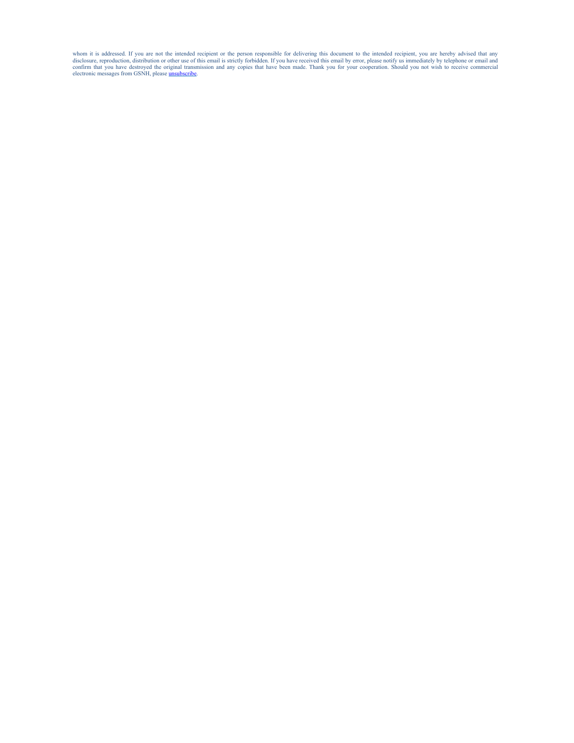whom it is addressed. If you are not the intended recipient or the person responsible for delivering this document to the intended recipient, you are hereby advised that any disclosure, reproduction, distribution or other use of this email is strictly forbidden. If you have received this email by error, please notify us immediately by telephone or email and confirm that you have destroyed the original transmission and any copies that have been made. Thank you for your cooperation. Should you not wish to receive commercial electronic messages from GSNH, please unsubscribe.